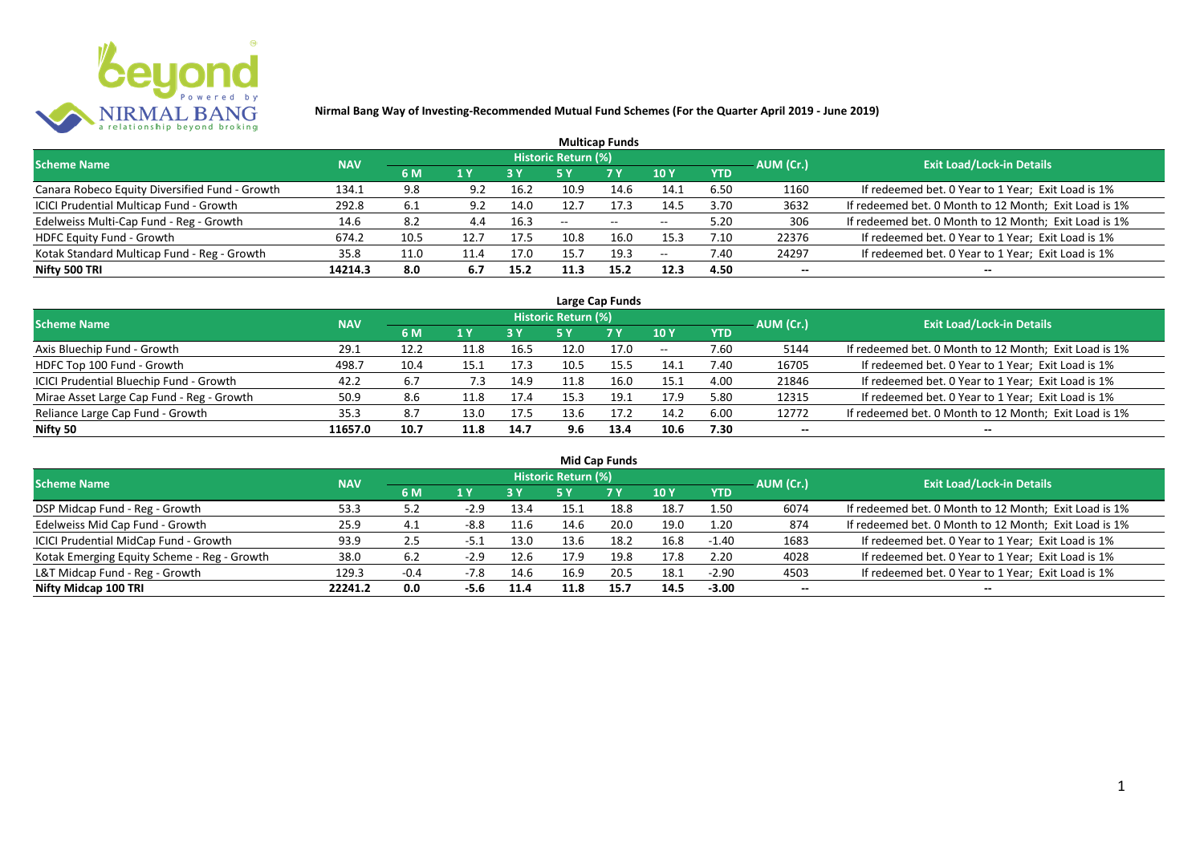**Nirmal Bang Way of Investing-Recommended Mutual Fund Schemes (For the Quarter April 2019 - June 2019)**

## Multicap Funds

| Scheme Name | NAV | Historic Return (%) | | | | | | | AUM (Cr.) | Exit Load/Lock-in Details |
|---|---|---|---|---|---|---|---|---|---|---|
| | | 6 M | 1 Y | 3 Y | 5 Y | 7 Y | 10 Y | YTD | | |
| Canara Robeco Equity Diversified Fund - Growth | 134.1 | 9.8 | 9.2 | 16.2 | 10.9 | 14.6 | 14.1 | 6.50 | 1160 | If redeemed bet. 0 Year to 1 Year; Exit Load is 1% |
| ICICI Prudential Multicap Fund - Growth | 292.8 | 6.1 | 9.2 | 14.0 | 12.7 | 17.3 | 14.5 | 3.70 | 3632 | If redeemed bet. 0 Month to 12 Month; Exit Load is 1% |
| Edelweiss Multi-Cap Fund - Reg - Growth | 14.6 | 8.2 | 4.4 | 16.3 | -- | -- | -- | 5.20 | 306 | If redeemed bet. 0 Month to 12 Month; Exit Load is 1% |
| HDFC Equity Fund - Growth | 674.2 | 10.5 | 12.7 | 17.5 | 10.8 | 16.0 | 15.3 | 7.10 | 22376 | If redeemed bet. 0 Year to 1 Year; Exit Load is 1% |
| Kotak Standard Multicap Fund - Reg - Growth | 35.8 | 11.0 | 11.4 | 17.0 | 15.7 | 19.3 | -- | 7.40 | 24297 | If redeemed bet. 0 Year to 1 Year; Exit Load is 1% |
| **Nifty 500 TRI** | **14214.3** | **8.0** | **6.7** | **15.2** | **11.3** | **15.2** | **12.3** | **4.50** | **--** | **--** |

## Large Cap Funds

| Scheme Name | NAV | Historic Return (%) | | | | | | | AUM (Cr.) | Exit Load/Lock-in Details |
|---|---|---|---|---|---|---|---|---|---|---|
| | | 6 M | 1 Y | 3 Y | 5 Y | 7 Y | 10 Y | YTD | | |
| Axis Bluechip Fund - Growth | 29.1 | 12.2 | 11.8 | 16.5 | 12.0 | 17.0 | -- | 7.60 | 5144 | If redeemed bet. 0 Month to 12 Month; Exit Load is 1% |
| HDFC Top 100 Fund - Growth | 498.7 | 10.4 | 15.1 | 17.3 | 10.5 | 15.5 | 14.1 | 7.40 | 16705 | If redeemed bet. 0 Year to 1 Year; Exit Load is 1% |
| ICICI Prudential Bluechip Fund - Growth | 42.2 | 6.7 | 7.3 | 14.9 | 11.8 | 16.0 | 15.1 | 4.00 | 21846 | If redeemed bet. 0 Year to 1 Year; Exit Load is 1% |
| Mirae Asset Large Cap Fund - Reg - Growth | 50.9 | 8.6 | 11.8 | 17.4 | 15.3 | 19.1 | 17.9 | 5.80 | 12315 | If redeemed bet. 0 Year to 1 Year; Exit Load is 1% |
| Reliance Large Cap Fund - Growth | 35.3 | 8.7 | 13.0 | 17.5 | 13.6 | 17.2 | 14.2 | 6.00 | 12772 | If redeemed bet. 0 Month to 12 Month; Exit Load is 1% |
| **Nifty 50** | **11657.0** | **10.7** | **11.8** | **14.7** | **9.6** | **13.4** | **10.6** | **7.30** | **--** | **--** |

## Mid Cap Funds

| Scheme Name | NAV | Historic Return (%) | | | | | | | AUM (Cr.) | Exit Load/Lock-in Details |
|---|---|---|---|---|---|---|---|---|---|---|
| | | 6 M | 1 Y | 3 Y | 5 Y | 7 Y | 10 Y | YTD | | |
| DSP Midcap Fund - Reg - Growth | 53.3 | 5.2 | -2.9 | 13.4 | 15.1 | 18.8 | 18.7 | 1.50 | 6074 | If redeemed bet. 0 Month to 12 Month; Exit Load is 1% |
| Edelweiss Mid Cap Fund - Growth | 25.9 | 4.1 | -8.8 | 11.6 | 14.6 | 20.0 | 19.0 | 1.20 | 874 | If redeemed bet. 0 Month to 12 Month; Exit Load is 1% |
| ICICI Prudential MidCap Fund - Growth | 93.9 | 2.5 | -5.1 | 13.0 | 13.6 | 18.2 | 16.8 | -1.40 | 1683 | If redeemed bet. 0 Year to 1 Year; Exit Load is 1% |
| Kotak Emerging Equity Scheme - Reg - Growth | 38.0 | 6.2 | -2.9 | 12.6 | 17.9 | 19.8 | 17.8 | 2.20 | 4028 | If redeemed bet. 0 Year to 1 Year; Exit Load is 1% |
| L&T Midcap Fund - Reg - Growth | 129.3 | -0.4 | -7.8 | 14.6 | 16.9 | 20.5 | 18.1 | -2.90 | 4503 | If redeemed bet. 0 Year to 1 Year; Exit Load is 1% |
| **Nifty Midcap 100 TRI** | **22241.2** | **0.0** | **-5.6** | **11.4** | **11.8** | **15.7** | **14.5** | **-3.00** | **--** | **--** |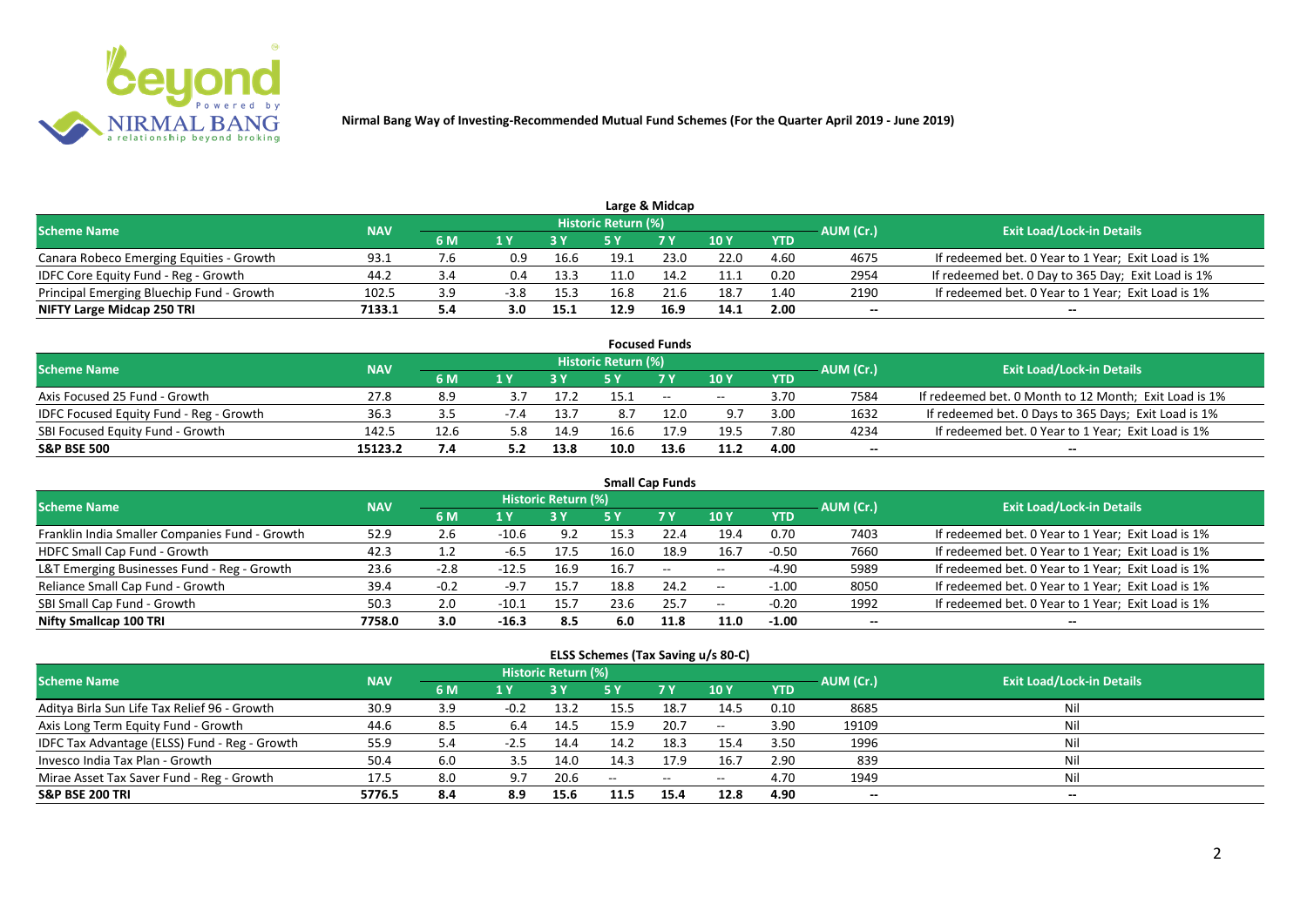**Nirmal Bang Way of Investing-Recommended Mutual Fund Schemes (For the Quarter April 2019 - June 2019)**

## Large & Midcap

| Scheme Name | NAV | Historic Return (%) | | | | | | | AUM (Cr.) | Exit Load/Lock-in Details |
|---|---|---|---|---|---|---|---|---|---|---|
| | | 6 M | 1 Y | 3 Y | 5 Y | 7 Y | 10 Y | YTD | | |
| Canara Robeco Emerging Equities - Growth | 93.1 | 7.6 | 0.9 | 16.6 | 19.1 | 23.0 | 22.0 | 4.60 | 4675 | If redeemed bet. 0 Year to 1 Year; Exit Load is 1% |
| IDFC Core Equity Fund - Reg - Growth | 44.2 | 3.4 | 0.4 | 13.3 | 11.0 | 14.2 | 11.1 | 0.20 | 2954 | If redeemed bet. 0 Day to 365 Day; Exit Load is 1% |
| Principal Emerging Bluechip Fund - Growth | 102.5 | 3.9 | -3.8 | 15.3 | 16.8 | 21.6 | 18.7 | 1.40 | 2190 | If redeemed bet. 0 Year to 1 Year; Exit Load is 1% |
| **NIFTY Large Midcap 250 TRI** | **7133.1** | **5.4** | **3.0** | **15.1** | **12.9** | **16.9** | **14.1** | **2.00** | **--** | **--** |

## Focused Funds

| Scheme Name | NAV | Historic Return (%) | | | | | | | AUM (Cr.) | Exit Load/Lock-in Details |
|---|---|---|---|---|---|---|---|---|---|---|
| | | 6 M | 1 Y | 3 Y | 5 Y | 7 Y | 10 Y | YTD | | |
| Axis Focused 25 Fund - Growth | 27.8 | 8.9 | 3.7 | 17.2 | 15.1 | -- | -- | 3.70 | 7584 | If redeemed bet. 0 Month to 12 Month; Exit Load is 1% |
| IDFC Focused Equity Fund - Reg - Growth | 36.3 | 3.5 | -7.4 | 13.7 | 8.7 | 12.0 | 9.7 | 3.00 | 1632 | If redeemed bet. 0 Days to 365 Days; Exit Load is 1% |
| SBI Focused Equity Fund - Growth | 142.5 | 12.6 | 5.8 | 14.9 | 16.6 | 17.9 | 19.5 | 7.80 | 4234 | If redeemed bet. 0 Year to 1 Year; Exit Load is 1% |
| **S&P BSE 500** | **15123.2** | **7.4** | **5.2** | **13.8** | **10.0** | **13.6** | **11.2** | **4.00** | **--** | **--** |

## Small Cap Funds

| Scheme Name | NAV | Historic Return (%) | | | | | | | AUM (Cr.) | Exit Load/Lock-in Details |
|---|---|---|---|---|---|---|---|---|---|---|
| | | 6 M | 1 Y | 3 Y | 5 Y | 7 Y | 10 Y | YTD | | |
| Franklin India Smaller Companies Fund - Growth | 52.9 | 2.6 | -10.6 | 9.2 | 15.3 | 22.4 | 19.4 | 0.70 | 7403 | If redeemed bet. 0 Year to 1 Year; Exit Load is 1% |
| HDFC Small Cap Fund - Growth | 42.3 | 1.2 | -6.5 | 17.5 | 16.0 | 18.9 | 16.7 | -0.50 | 7660 | If redeemed bet. 0 Year to 1 Year; Exit Load is 1% |
| L&T Emerging Businesses Fund - Reg - Growth | 23.6 | -2.8 | -12.5 | 16.9 | 16.7 | -- | -- | -4.90 | 5989 | If redeemed bet. 0 Year to 1 Year; Exit Load is 1% |
| Reliance Small Cap Fund - Growth | 39.4 | -0.2 | -9.7 | 15.7 | 18.8 | 24.2 | -- | -1.00 | 8050 | If redeemed bet. 0 Year to 1 Year; Exit Load is 1% |
| SBI Small Cap Fund - Growth | 50.3 | 2.0 | -10.1 | 15.7 | 23.6 | 25.7 | -- | -0.20 | 1992 | If redeemed bet. 0 Year to 1 Year; Exit Load is 1% |
| **Nifty Smallcap 100 TRI** | **7758.0** | **3.0** | **-16.3** | **8.5** | **6.0** | **11.8** | **11.0** | **-1.00** | **--** | **--** |

## ELSS Schemes (Tax Saving u/s 80-C)

| Scheme Name | NAV | Historic Return (%) | | | | | | | AUM (Cr.) | Exit Load/Lock-in Details |
|---|---|---|---|---|---|---|---|---|---|---|
| | | 6 M | 1 Y | 3 Y | 5 Y | 7 Y | 10 Y | YTD | | |
| Aditya Birla Sun Life Tax Relief 96 - Growth | 30.9 | 3.9 | -0.2 | 13.2 | 15.5 | 18.7 | 14.5 | 0.10 | 8685 | Nil |
| Axis Long Term Equity Fund - Growth | 44.6 | 8.5 | 6.4 | 14.5 | 15.9 | 20.7 | -- | 3.90 | 19109 | Nil |
| IDFC Tax Advantage (ELSS) Fund - Reg - Growth | 55.9 | 5.4 | -2.5 | 14.4 | 14.2 | 18.3 | 15.4 | 3.50 | 1996 | Nil |
| Invesco India Tax Plan - Growth | 50.4 | 6.0 | 3.5 | 14.0 | 14.3 | 17.9 | 16.7 | 2.90 | 839 | Nil |
| Mirae Asset Tax Saver Fund - Reg - Growth | 17.5 | 8.0 | 9.7 | 20.6 | -- | -- | -- | 4.70 | 1949 | Nil |
| **S&P BSE 200 TRI** | **5776.5** | **8.4** | **8.9** | **15.6** | **11.5** | **15.4** | **12.8** | **4.90** | **--** | **--** |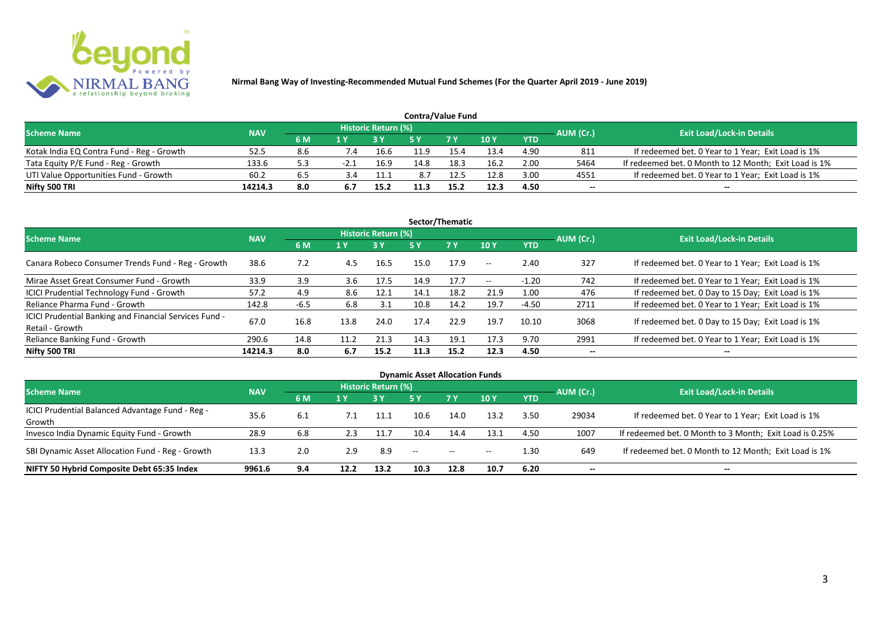# Nirmal Bang Way of Investing-Recommended Mutual Fund Schemes (For the Quarter April 2019 - June 2019)

## Contra/Value Fund

| Scheme Name | NAV | Historic Return (%) | | | | | | | AUM (Cr.) | Exit Load/Lock-in Details |
|---|---|---|---|---|---|---|---|---|---|---|
| | | 6 M | 1 Y | 3 Y | 5 Y | 7 Y | 10 Y | YTD | | |
| Kotak India EQ Contra Fund - Reg - Growth | 52.5 | 8.6 | 7.4 | 16.6 | 11.9 | 15.4 | 13.4 | 4.90 | 811 | If redeemed bet. 0 Year to 1 Year; Exit Load is 1% |
| Tata Equity P/E Fund - Reg - Growth | 133.6 | 5.3 | -2.1 | 16.9 | 14.8 | 18.3 | 16.2 | 2.00 | 5464 | If redeemed bet. 0 Month to 12 Month; Exit Load is 1% |
| UTI Value Opportunities Fund - Growth | 60.2 | 6.5 | 3.4 | 11.1 | 8.7 | 12.5 | 12.8 | 3.00 | 4551 | If redeemed bet. 0 Year to 1 Year; Exit Load is 1% |
| **Nifty 500 TRI** | **14214.3** | **8.0** | **6.7** | **15.2** | **11.3** | **15.2** | **12.3** | **4.50** | -- | -- |

## Sector/Thematic

| Scheme Name | NAV | Historic Return (%) | | | | | | | AUM (Cr.) | Exit Load/Lock-in Details |
|---|---|---|---|---|---|---|---|---|---|---|
| | | 6 M | 1 Y | 3 Y | 5 Y | 7 Y | 10 Y | YTD | | |
| Canara Robeco Consumer Trends Fund - Reg - Growth | 38.6 | 7.2 | 4.5 | 16.5 | 15.0 | 17.9 | -- | 2.40 | 327 | If redeemed bet. 0 Year to 1 Year; Exit Load is 1% |
| Mirae Asset Great Consumer Fund - Growth | 33.9 | 3.9 | 3.6 | 17.5 | 14.9 | 17.7 | -- | -1.20 | 742 | If redeemed bet. 0 Year to 1 Year; Exit Load is 1% |
| ICICI Prudential Technology Fund - Growth | 57.2 | 4.9 | 8.6 | 12.1 | 14.1 | 18.2 | 21.9 | 1.00 | 476 | If redeemed bet. 0 Day to 15 Day; Exit Load is 1% |
| Reliance Pharma Fund - Growth | 142.8 | -6.5 | 6.8 | 3.1 | 10.8 | 14.2 | 19.7 | -4.50 | 2711 | If redeemed bet. 0 Year to 1 Year; Exit Load is 1% |
| ICICI Prudential Banking and Financial Services Fund - Retail - Growth | 67.0 | 16.8 | 13.8 | 24.0 | 17.4 | 22.9 | 19.7 | 10.10 | 3068 | If redeemed bet. 0 Day to 15 Day; Exit Load is 1% |
| Reliance Banking Fund - Growth | 290.6 | 14.8 | 11.2 | 21.3 | 14.3 | 19.1 | 17.3 | 9.70 | 2991 | If redeemed bet. 0 Year to 1 Year; Exit Load is 1% |
| **Nifty 500 TRI** | **14214.3** | **8.0** | **6.7** | **15.2** | **11.3** | **15.2** | **12.3** | **4.50** | -- | -- |

## Dynamic Asset Allocation Funds

| Scheme Name | NAV | Historic Return (%) | | | | | | | AUM (Cr.) | Exit Load/Lock-in Details |
|---|---|---|---|---|---|---|---|---|---|---|
| | | 6 M | 1 Y | 3 Y | 5 Y | 7 Y | 10 Y | YTD | | |
| ICICI Prudential Balanced Advantage Fund - Reg - Growth | 35.6 | 6.1 | 7.1 | 11.1 | 10.6 | 14.0 | 13.2 | 3.50 | 29034 | If redeemed bet. 0 Year to 1 Year; Exit Load is 1% |
| Invesco India Dynamic Equity Fund - Growth | 28.9 | 6.8 | 2.3 | 11.7 | 10.4 | 14.4 | 13.1 | 4.50 | 1007 | If redeemed bet. 0 Month to 3 Month; Exit Load is 0.25% |
| SBI Dynamic Asset Allocation Fund - Reg - Growth | 13.3 | 2.0 | 2.9 | 8.9 | -- | -- | -- | 1.30 | 649 | If redeemed bet. 0 Month to 12 Month; Exit Load is 1% |
| **NIFTY 50 Hybrid Composite Debt 65:35 Index** | **9961.6** | **9.4** | **12.2** | **13.2** | **10.3** | **12.8** | **10.7** | **6.20** | -- | -- |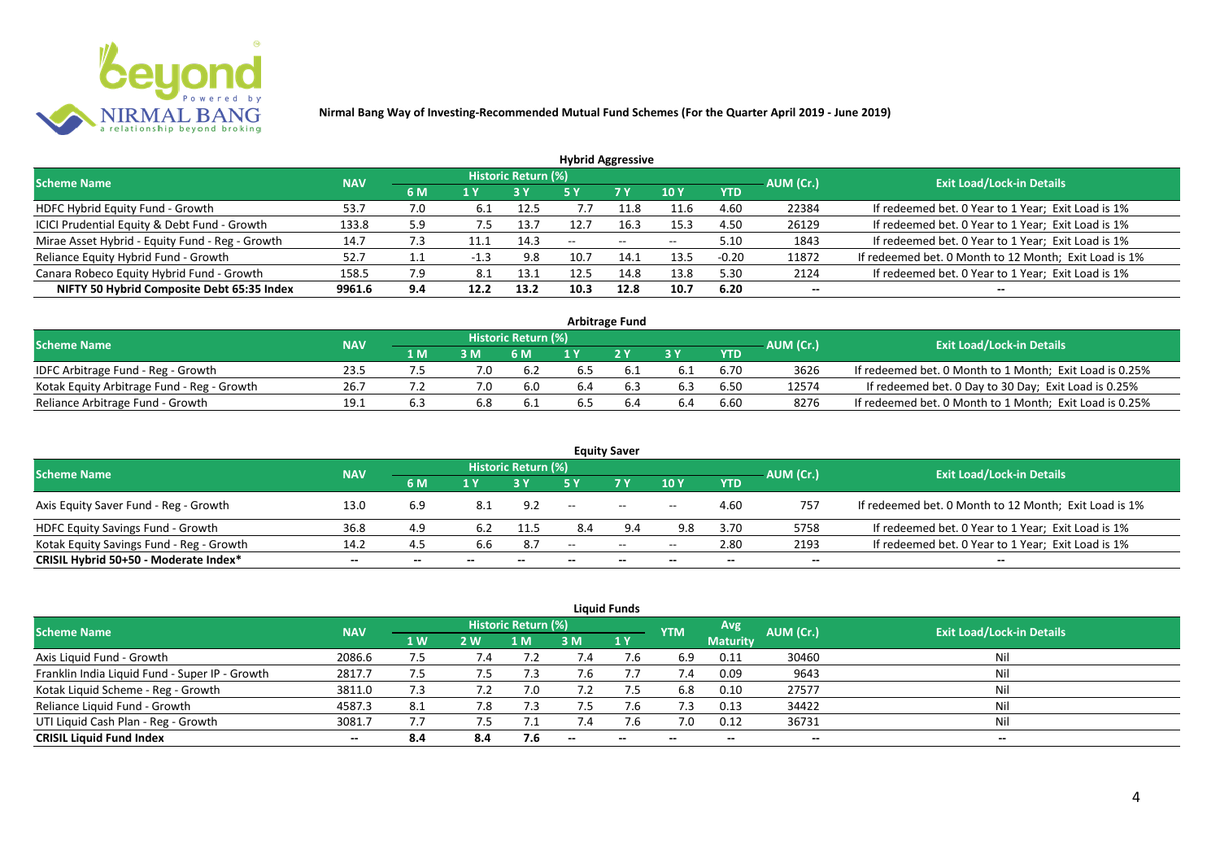# Nirmal Bang Way of Investing-Recommended Mutual Fund Schemes (For the Quarter April 2019 - June 2019)

## Hybrid Aggressive

| Scheme Name | NAV | Historic Return (%) | | | | | | | AUM (Cr.) | Exit Load/Lock-in Details |
|---|---|---|---|---|---|---|---|---|---|---|
| | | 6 M | 1 Y | 3 Y | 5 Y | 7 Y | 10 Y | YTD | | |
| HDFC Hybrid Equity Fund - Growth | 53.7 | 7.0 | 6.1 | 12.5 | 7.7 | 11.8 | 11.6 | 4.60 | 22384 | If redeemed bet. 0 Year to 1 Year; Exit Load is 1% |
| ICICI Prudential Equity & Debt Fund - Growth | 133.8 | 5.9 | 7.5 | 13.7 | 12.7 | 16.3 | 15.3 | 4.50 | 26129 | If redeemed bet. 0 Year to 1 Year; Exit Load is 1% |
| Mirae Asset Hybrid - Equity Fund - Reg - Growth | 14.7 | 7.3 | 11.1 | 14.3 | -- | -- | -- | 5.10 | 1843 | If redeemed bet. 0 Year to 1 Year; Exit Load is 1% |
| Reliance Equity Hybrid Fund - Growth | 52.7 | 1.1 | -1.3 | 9.8 | 10.7 | 14.1 | 13.5 | -0.20 | 11872 | If redeemed bet. 0 Month to 12 Month; Exit Load is 1% |
| Canara Robeco Equity Hybrid Fund - Growth | 158.5 | 7.9 | 8.1 | 13.1 | 12.5 | 14.8 | 13.8 | 5.30 | 2124 | If redeemed bet. 0 Year to 1 Year; Exit Load is 1% |
| **NIFTY 50 Hybrid Composite Debt 65:35 Index** | **9961.6** | **9.4** | **12.2** | **13.2** | **10.3** | **12.8** | **10.7** | **6.20** | **--** | **--** |

## Arbitrage Fund

| Scheme Name | NAV | Historic Return (%) | | | | | | | AUM (Cr.) | Exit Load/Lock-in Details |
|---|---|---|---|---|---|---|---|---|---|---|
| | | 1 M | 3 M | 6 M | 1 Y | 2 Y | 3 Y | YTD | | |
| IDFC Arbitrage Fund - Reg - Growth | 23.5 | 7.5 | 7.0 | 6.2 | 6.5 | 6.1 | 6.1 | 6.70 | 3626 | If redeemed bet. 0 Month to 1 Month; Exit Load is 0.25% |
| Kotak Equity Arbitrage Fund - Reg - Growth | 26.7 | 7.2 | 7.0 | 6.0 | 6.4 | 6.3 | 6.3 | 6.50 | 12574 | If redeemed bet. 0 Day to 30 Day; Exit Load is 0.25% |
| Reliance Arbitrage Fund - Growth | 19.1 | 6.3 | 6.8 | 6.1 | 6.5 | 6.4 | 6.4 | 6.60 | 8276 | If redeemed bet. 0 Month to 1 Month; Exit Load is 0.25% |

## Equity Saver

| Scheme Name | NAV | Historic Return (%) | | | | | | | AUM (Cr.) | Exit Load/Lock-in Details |
|---|---|---|---|---|---|---|---|---|---|---|
| | | 6 M | 1 Y | 3 Y | 5 Y | 7 Y | 10 Y | YTD | | |
| Axis Equity Saver Fund - Reg - Growth | 13.0 | 6.9 | 8.1 | 9.2 | -- | -- | -- | 4.60 | 757 | If redeemed bet. 0 Month to 12 Month; Exit Load is 1% |
| HDFC Equity Savings Fund - Growth | 36.8 | 4.9 | 6.2 | 11.5 | 8.4 | 9.4 | 9.8 | 3.70 | 5758 | If redeemed bet. 0 Year to 1 Year; Exit Load is 1% |
| Kotak Equity Savings Fund - Reg - Growth | 14.2 | 4.5 | 6.6 | 8.7 | -- | -- | -- | 2.80 | 2193 | If redeemed bet. 0 Year to 1 Year; Exit Load is 1% |
| **CRISIL Hybrid 50+50 - Moderate Index*** | **--** | **--** | **--** | **--** | **--** | **--** | **--** | **--** | **--** | **--** |

## Liquid Funds

| Scheme Name | NAV | Historic Return (%) | | | | | YTM | Avg Maturity | AUM (Cr.) | Exit Load/Lock-in Details |
|---|---|---|---|---|---|---|---|---|---|---|
| | | 1 W | 2 W | 1 M | 3 M | 1 Y | | | | |
| Axis Liquid Fund - Growth | 2086.6 | 7.5 | 7.4 | 7.2 | 7.4 | 7.6 | 6.9 | 0.11 | 30460 | Nil |
| Franklin India Liquid Fund - Super IP - Growth | 2817.7 | 7.5 | 7.5 | 7.3 | 7.6 | 7.7 | 7.4 | 0.09 | 9643 | Nil |
| Kotak Liquid Scheme - Reg - Growth | 3811.0 | 7.3 | 7.2 | 7.0 | 7.2 | 7.5 | 6.8 | 0.10 | 27577 | Nil |
| Reliance Liquid Fund - Growth | 4587.3 | 8.1 | 7.8 | 7.3 | 7.5 | 7.6 | 7.3 | 0.13 | 34422 | Nil |
| UTI Liquid Cash Plan - Reg - Growth | 3081.7 | 7.7 | 7.5 | 7.1 | 7.4 | 7.6 | 7.0 | 0.12 | 36731 | Nil |
| **CRISIL Liquid Fund Index** | **--** | **8.4** | **8.4** | **7.6** | **--** | **--** | **--** | **--** | **--** | **--** |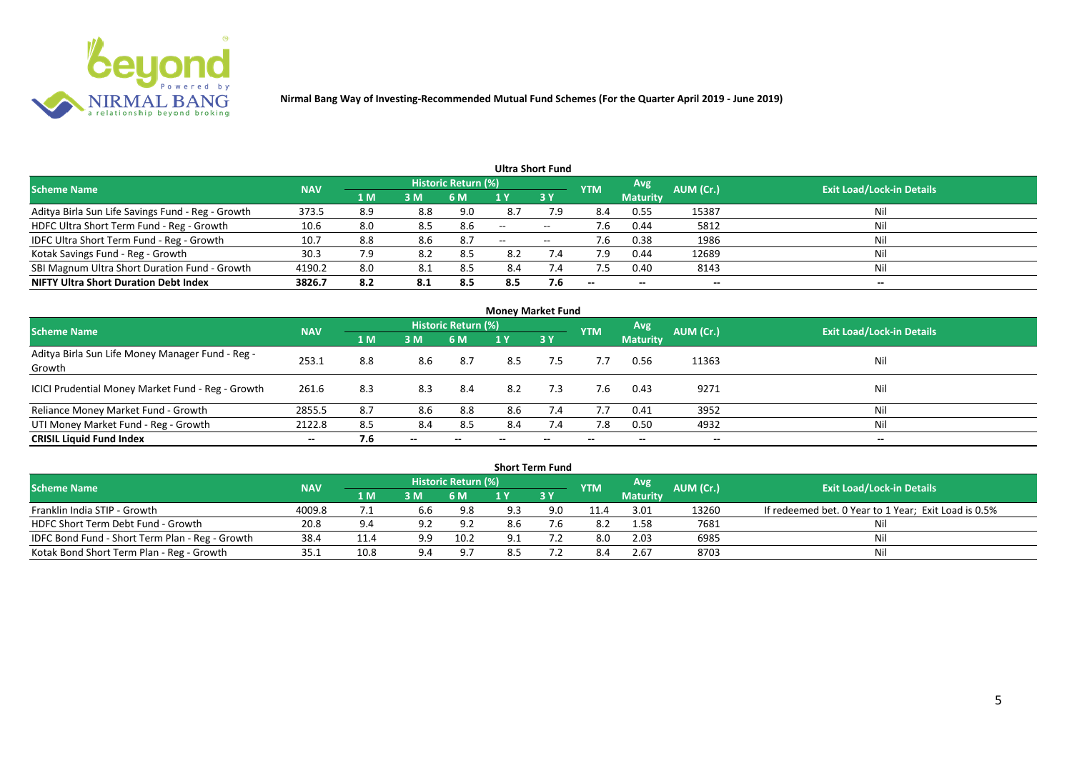**Nirmal Bang Way of Investing-Recommended Mutual Fund Schemes (For the Quarter April 2019 - June 2019)**

## Ultra Short Fund

| Scheme Name | NAV | Historic Return (%) | | | | | YTM | Avg Maturity | AUM (Cr.) | Exit Load/Lock-in Details |
|---|---|---|---|---|---|---|---|---|---|---|
| | | 1 M | 3 M | 6 M | 1 Y | 3 Y | | | | |
| Aditya Birla Sun Life Savings Fund - Reg - Growth | 373.5 | 8.9 | 8.8 | 9.0 | 8.7 | 7.9 | 8.4 | 0.55 | 15387 | Nil |
| HDFC Ultra Short Term Fund - Reg - Growth | 10.6 | 8.0 | 8.5 | 8.6 | -- | -- | 7.6 | 0.44 | 5812 | Nil |
| IDFC Ultra Short Term Fund - Reg - Growth | 10.7 | 8.8 | 8.6 | 8.7 | -- | -- | 7.6 | 0.38 | 1986 | Nil |
| Kotak Savings Fund - Reg - Growth | 30.3 | 7.9 | 8.2 | 8.5 | 8.2 | 7.4 | 7.9 | 0.44 | 12689 | Nil |
| SBI Magnum Ultra Short Duration Fund - Growth | 4190.2 | 8.0 | 8.1 | 8.5 | 8.4 | 7.4 | 7.5 | 0.40 | 8143 | Nil |
| **NIFTY Ultra Short Duration Debt Index** | **3826.7** | **8.2** | **8.1** | **8.5** | **8.5** | **7.6** | **--** | **--** | **--** | **--** |

## Money Market Fund

| Scheme Name | NAV | Historic Return (%) | | | | | YTM | Avg Maturity | AUM (Cr.) | Exit Load/Lock-in Details |
|---|---|---|---|---|---|---|---|---|---|---|
| | | 1 M | 3 M | 6 M | 1 Y | 3 Y | | | | |
| Aditya Birla Sun Life Money Manager Fund - Reg - Growth | 253.1 | 8.8 | 8.6 | 8.7 | 8.5 | 7.5 | 7.7 | 0.56 | 11363 | Nil |
| ICICI Prudential Money Market Fund - Reg - Growth | 261.6 | 8.3 | 8.3 | 8.4 | 8.2 | 7.3 | 7.6 | 0.43 | 9271 | Nil |
| Reliance Money Market Fund - Growth | 2855.5 | 8.7 | 8.6 | 8.8 | 8.6 | 7.4 | 7.7 | 0.41 | 3952 | Nil |
| UTI Money Market Fund - Reg - Growth | 2122.8 | 8.5 | 8.4 | 8.5 | 8.4 | 7.4 | 7.8 | 0.50 | 4932 | Nil |
| **CRISIL Liquid Fund Index** | **--** | **7.6** | **--** | **--** | **--** | **--** | **--** | **--** | **--** | **--** |

## Short Term Fund

| Scheme Name | NAV | Historic Return (%) | | | | | YTM | Avg Maturity | AUM (Cr.) | Exit Load/Lock-in Details |
|---|---|---|---|---|---|---|---|---|---|---|
| | | 1 M | 3 M | 6 M | 1 Y | 3 Y | | | | |
| Franklin India STIP - Growth | 4009.8 | 7.1 | 6.6 | 9.8 | 9.3 | 9.0 | 11.4 | 3.01 | 13260 | If redeemed bet. 0 Year to 1 Year; Exit Load is 0.5% |
| HDFC Short Term Debt Fund - Growth | 20.8 | 9.4 | 9.2 | 9.2 | 8.6 | 7.6 | 8.2 | 1.58 | 7681 | Nil |
| IDFC Bond Fund - Short Term Plan - Reg - Growth | 38.4 | 11.4 | 9.9 | 10.2 | 9.1 | 7.2 | 8.0 | 2.03 | 6985 | Nil |
| Kotak Bond Short Term Plan - Reg - Growth | 35.1 | 10.8 | 9.4 | 9.7 | 8.5 | 7.2 | 8.4 | 2.67 | 8703 | Nil |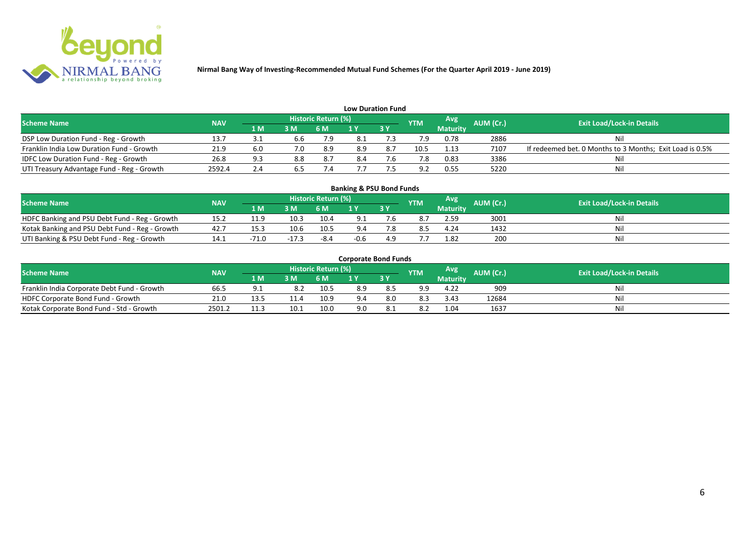# Nirmal Bang Way of Investing-Recommended Mutual Fund Schemes (For the Quarter April 2019 - June 2019)

## Low Duration Fund

| Scheme Name | NAV | Historic Return (%) | | | | | YTM | Avg Maturity | AUM (Cr.) | Exit Load/Lock-in Details |
|---|---|---|---|---|---|---|---|---|---|---|
| | | 1 M | 3 M | 6 M | 1 Y | 3 Y | | | | |
| DSP Low Duration Fund - Reg - Growth | 13.7 | 3.1 | 6.6 | 7.9 | 8.1 | 7.3 | 7.9 | 0.78 | 2886 | Nil |
| Franklin India Low Duration Fund - Growth | 21.9 | 6.0 | 7.0 | 8.9 | 8.9 | 8.7 | 10.5 | 1.13 | 7107 | If redeemed bet. 0 Months to 3 Months; Exit Load is 0.5% |
| IDFC Low Duration Fund - Reg - Growth | 26.8 | 9.3 | 8.8 | 8.7 | 8.4 | 7.6 | 7.8 | 0.83 | 3386 | Nil |
| UTI Treasury Advantage Fund - Reg - Growth | 2592.4 | 2.4 | 6.5 | 7.4 | 7.7 | 7.5 | 9.2 | 0.55 | 5220 | Nil |

## Banking & PSU Bond Funds

| Scheme Name | NAV | Historic Return (%) | | | | | YTM | Avg Maturity | AUM (Cr.) | Exit Load/Lock-in Details |
|---|---|---|---|---|---|---|---|---|---|---|
| | | 1 M | 3 M | 6 M | 1 Y | 3 Y | | | | |
| HDFC Banking and PSU Debt Fund - Reg - Growth | 15.2 | 11.9 | 10.3 | 10.4 | 9.1 | 7.6 | 8.7 | 2.59 | 3001 | Nil |
| Kotak Banking and PSU Debt Fund - Reg - Growth | 42.7 | 15.3 | 10.6 | 10.5 | 9.4 | 7.8 | 8.5 | 4.24 | 1432 | Nil |
| UTI Banking & PSU Debt Fund - Reg - Growth | 14.1 | -71.0 | -17.3 | -8.4 | -0.6 | 4.9 | 7.7 | 1.82 | 200 | Nil |

## Corporate Bond Funds

| Scheme Name | NAV | Historic Return (%) | | | | | YTM | Avg Maturity | AUM (Cr.) | Exit Load/Lock-in Details |
|---|---|---|---|---|---|---|---|---|---|---|
| | | 1 M | 3 M | 6 M | 1 Y | 3 Y | | | | |
| Franklin India Corporate Debt Fund - Growth | 66.5 | 9.1 | 8.2 | 10.5 | 8.9 | 8.5 | 9.9 | 4.22 | 909 | Nil |
| HDFC Corporate Bond Fund - Growth | 21.0 | 13.5 | 11.4 | 10.9 | 9.4 | 8.0 | 8.3 | 3.43 | 12684 | Nil |
| Kotak Corporate Bond Fund - Std - Growth | 2501.2 | 11.3 | 10.1 | 10.0 | 9.0 | 8.1 | 8.2 | 1.04 | 1637 | Nil |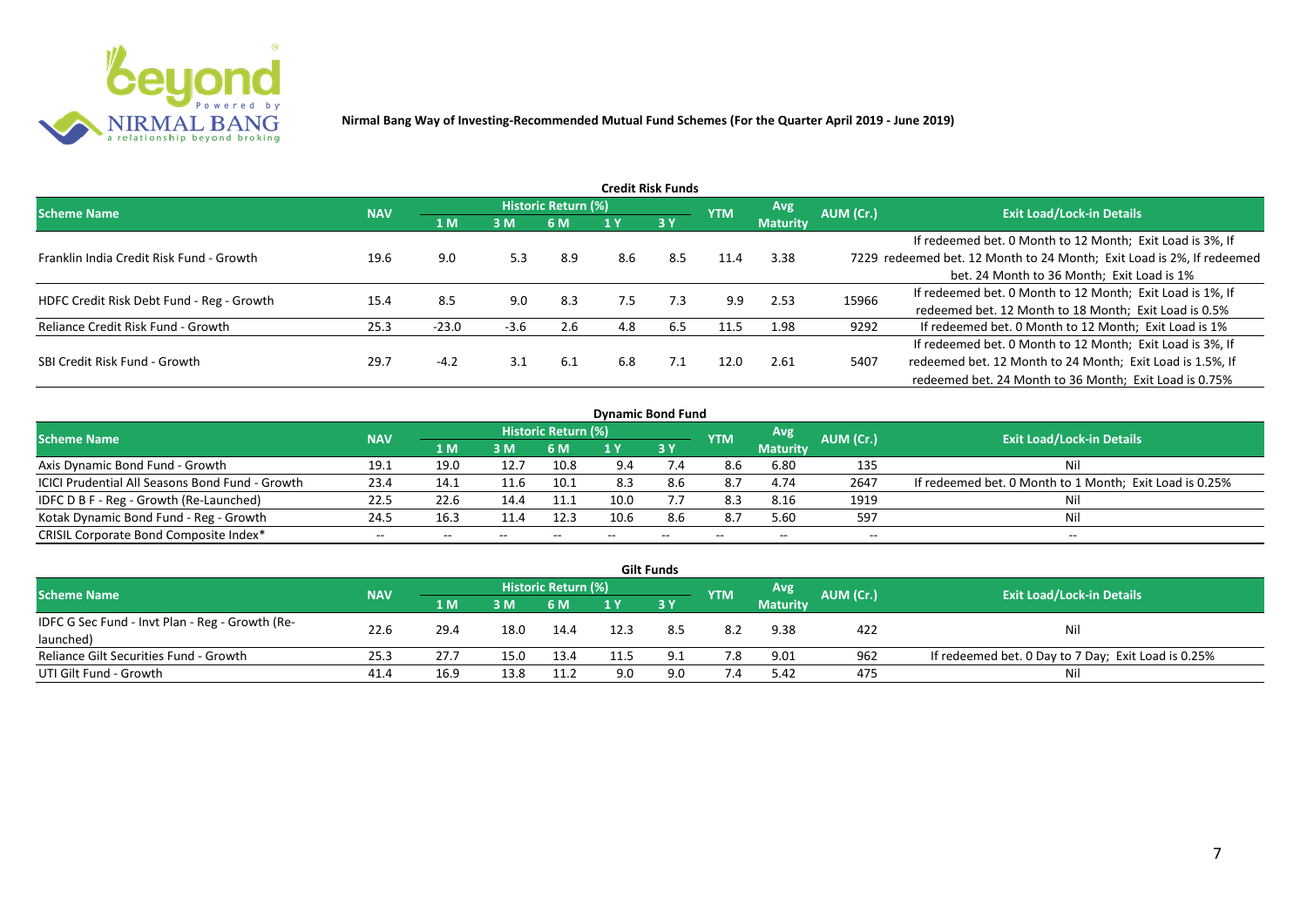**Nirmal Bang Way of Investing-Recommended Mutual Fund Schemes (For the Quarter April 2019 - June 2019)**

### Credit Risk Funds

| Scheme Name | NAV | Historic Return (%) | | | | | YTM | Avg Maturity | AUM (Cr.) | Exit Load/Lock-in Details |
|---|---|---|---|---|---|---|---|---|---|---|
| | | 1 M | 3 M | 6 M | 1 Y | 3 Y | | | | |
| Franklin India Credit Risk Fund - Growth | 19.6 | 9.0 | 5.3 | 8.9 | 8.6 | 8.5 | 11.4 | 3.38 | 7229 | If redeemed bet. 0 Month to 12 Month; Exit Load is 3%, If redeemed bet. 12 Month to 24 Month; Exit Load is 2%, If redeemed bet. 24 Month to 36 Month; Exit Load is 1% |
| HDFC Credit Risk Debt Fund - Reg - Growth | 15.4 | 8.5 | 9.0 | 8.3 | 7.5 | 7.3 | 9.9 | 2.53 | 15966 | If redeemed bet. 0 Month to 12 Month; Exit Load is 1%, If redeemed bet. 12 Month to 18 Month; Exit Load is 0.5% |
| Reliance Credit Risk Fund - Growth | 25.3 | -23.0 | -3.6 | 2.6 | 4.8 | 6.5 | 11.5 | 1.98 | 9292 | If redeemed bet. 0 Month to 12 Month; Exit Load is 1% |
| SBI Credit Risk Fund - Growth | 29.7 | -4.2 | 3.1 | 6.1 | 6.8 | 7.1 | 12.0 | 2.61 | 5407 | If redeemed bet. 0 Month to 12 Month; Exit Load is 3%, If redeemed bet. 12 Month to 24 Month; Exit Load is 1.5%, If redeemed bet. 24 Month to 36 Month; Exit Load is 0.75% |

### Dynamic Bond Fund

| Scheme Name | NAV | Historic Return (%) | | | | | YTM | Avg Maturity | AUM (Cr.) | Exit Load/Lock-in Details |
|---|---|---|---|---|---|---|---|---|---|---|
| | | 1 M | 3 M | 6 M | 1 Y | 3 Y | | | | |
| Axis Dynamic Bond Fund - Growth | 19.1 | 19.0 | 12.7 | 10.8 | 9.4 | 7.4 | 8.6 | 6.80 | 135 | Nil |
| ICICI Prudential All Seasons Bond Fund - Growth | 23.4 | 14.1 | 11.6 | 10.1 | 8.3 | 8.6 | 8.7 | 4.74 | 2647 | If redeemed bet. 0 Month to 1 Month; Exit Load is 0.25% |
| IDFC D B F - Reg - Growth (Re-Launched) | 22.5 | 22.6 | 14.4 | 11.1 | 10.0 | 7.7 | 8.3 | 8.16 | 1919 | Nil |
| Kotak Dynamic Bond Fund - Reg - Growth | 24.5 | 16.3 | 11.4 | 12.3 | 10.6 | 8.6 | 8.7 | 5.60 | 597 | Nil |
| CRISIL Corporate Bond Composite Index* | -- | -- | -- | -- | -- | -- | -- | -- | -- | -- |

### Gilt Funds

| Scheme Name | NAV | Historic Return (%) | | | | | YTM | Avg Maturity | AUM (Cr.) | Exit Load/Lock-in Details |
|---|---|---|---|---|---|---|---|---|---|---|
| | | 1 M | 3 M | 6 M | 1 Y | 3 Y | | | | |
| IDFC G Sec Fund - Invt Plan - Reg - Growth (Re-launched) | 22.6 | 29.4 | 18.0 | 14.4 | 12.3 | 8.5 | 8.2 | 9.38 | 422 | Nil |
| Reliance Gilt Securities Fund - Growth | 25.3 | 27.7 | 15.0 | 13.4 | 11.5 | 9.1 | 7.8 | 9.01 | 962 | If redeemed bet. 0 Day to 7 Day; Exit Load is 0.25% |
| UTI Gilt Fund - Growth | 41.4 | 16.9 | 13.8 | 11.2 | 9.0 | 9.0 | 7.4 | 5.42 | 475 | Nil |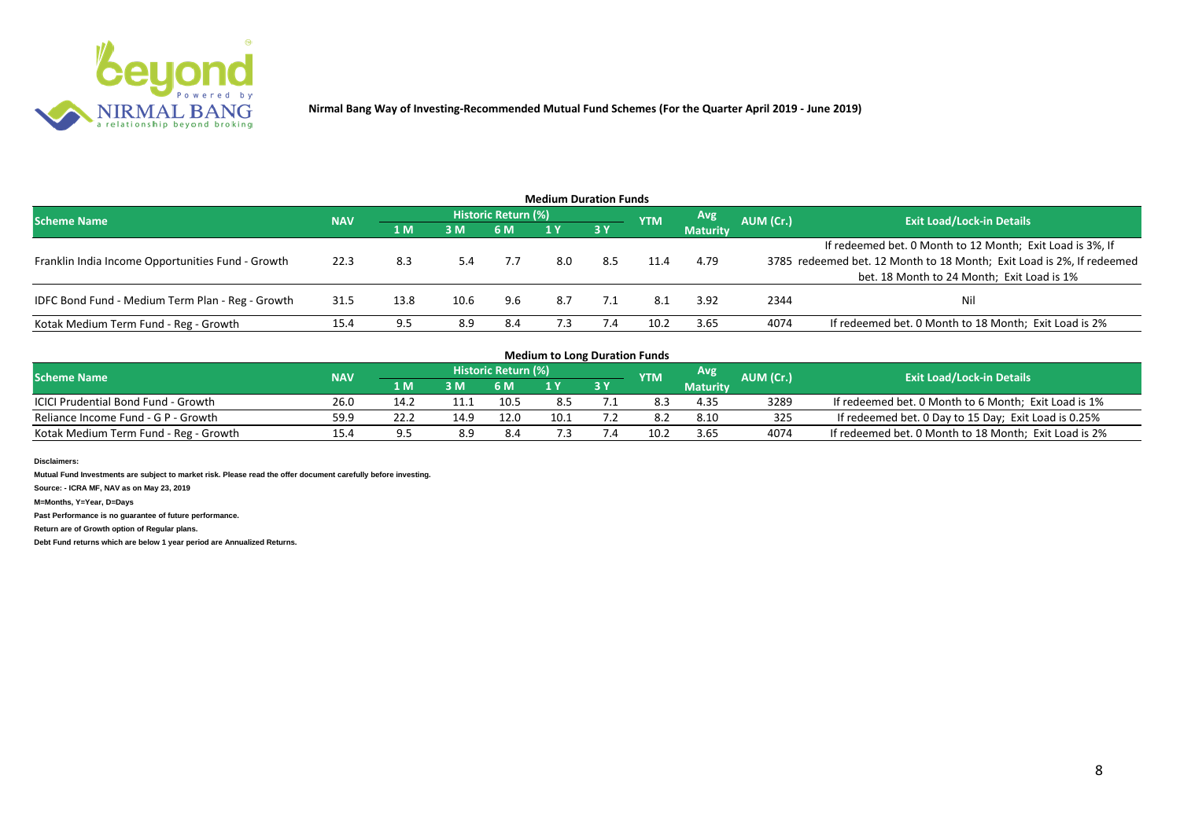**Nirmal Bang Way of Investing-Recommended Mutual Fund Schemes (For the Quarter April 2019 - June 2019)**

**Medium Duration Funds**

| Scheme Name | NAV | Historic Return (%) | | | | | YTM | Avg Maturity | AUM (Cr.) | Exit Load/Lock-in Details |
|---|---|---|---|---|---|---|---|---|---|---|
| | | 1 M | 3 M | 6 M | 1 Y | 3 Y | | | | |
| Franklin India Income Opportunities Fund - Growth | 22.3 | 8.3 | 5.4 | 7.7 | 8.0 | 8.5 | 11.4 | 4.79 | 3785 | If redeemed bet. 0 Month to 12 Month; Exit Load is 3%, If redeemed bet. 12 Month to 18 Month; Exit Load is 2%, If redeemed bet. 18 Month to 24 Month; Exit Load is 1% |
| IDFC Bond Fund - Medium Term Plan - Reg - Growth | 31.5 | 13.8 | 10.6 | 9.6 | 8.7 | 7.1 | 8.1 | 3.92 | 2344 | Nil |
| Kotak Medium Term Fund - Reg - Growth | 15.4 | 9.5 | 8.9 | 8.4 | 7.3 | 7.4 | 10.2 | 3.65 | 4074 | If redeemed bet. 0 Month to 18 Month; Exit Load is 2% |

**Medium to Long Duration Funds**

| Scheme Name | NAV | Historic Return (%) | | | | | YTM | Avg Maturity | AUM (Cr.) | Exit Load/Lock-in Details |
|---|---|---|---|---|---|---|---|---|---|---|
| | | 1 M | 3 M | 6 M | 1 Y | 3 Y | | | | |
| ICICI Prudential Bond Fund - Growth | 26.0 | 14.2 | 11.1 | 10.5 | 8.5 | 7.1 | 8.3 | 4.35 | 3289 | If redeemed bet. 0 Month to 6 Month; Exit Load is 1% |
| Reliance Income Fund - G P - Growth | 59.9 | 22.2 | 14.9 | 12.0 | 10.1 | 7.2 | 8.2 | 8.10 | 325 | If redeemed bet. 0 Day to 15 Day; Exit Load is 0.25% |
| Kotak Medium Term Fund - Reg - Growth | 15.4 | 9.5 | 8.9 | 8.4 | 7.3 | 7.4 | 10.2 | 3.65 | 4074 | If redeemed bet. 0 Month to 18 Month; Exit Load is 2% |

**Disclaimers:**

**Mutual Fund Investments are subject to market risk. Please read the offer document carefully before investing.**

**Source: - ICRA MF, NAV as on May 23, 2019**

**M=Months, Y=Year, D=Days**

**Past Performance is no guarantee of future performance.**

**Return are of Growth option of Regular plans.**

**Debt Fund returns which are below 1 year period are Annualized Returns.**